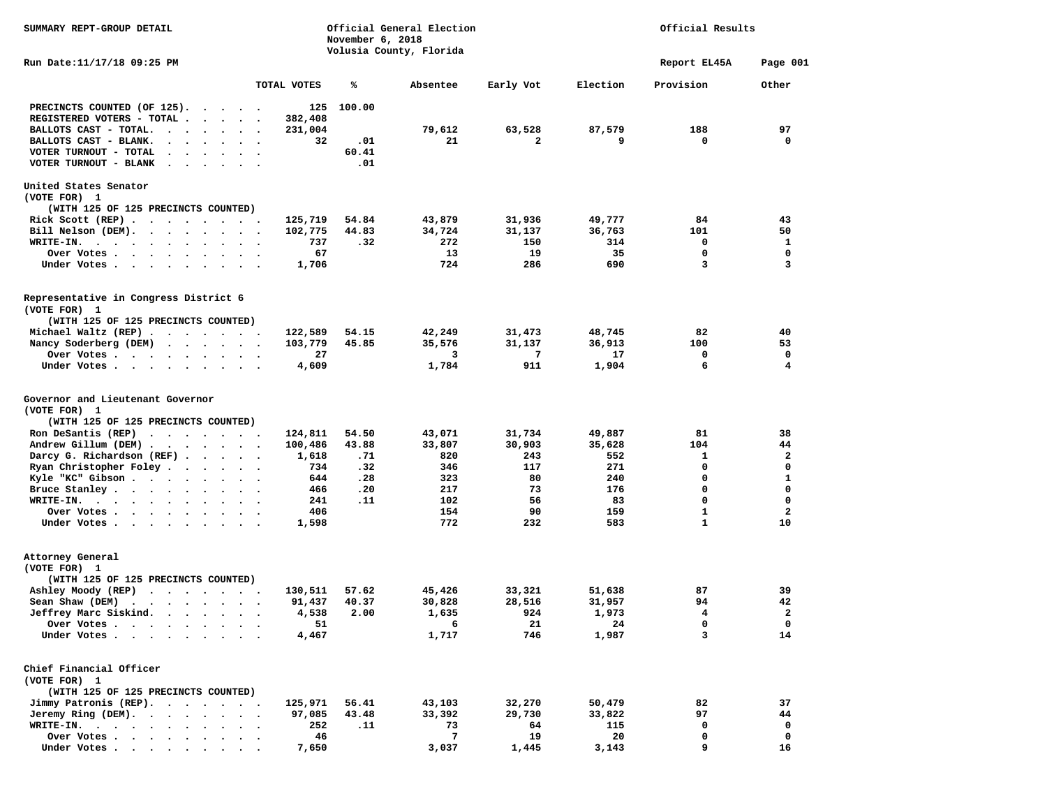SUMMARY REPT-GROUP DETAIL

# Official General Election
November 6, 2018
Volusia County, Florida

Official Results

Run Date:11/17/18 09:25 PM

Report EL45A

| | TOTAL VOTES | % | Absentee | Early Vot | Election | Provision | Other |
|---|---|---|---|---|---|---|---|
| PRECINCTS COUNTED (OF 125) | 125 | 100.00 | | | | | |
| REGISTERED VOTERS - TOTAL | 382,408 | | | | | | |
| BALLOTS CAST - TOTAL. | 231,004 | | 79,612 | 63,528 | 87,579 | 188 | 97 |
| BALLOTS CAST - BLANK. | 32 | .01 | 21 | 2 | 9 | 0 | 0 |
| VOTER TURNOUT - TOTAL | | 60.41 | | | | | |
| VOTER TURNOUT - BLANK | | .01 | | | | | |

## United States Senator
(VOTE FOR) 1
(WITH 125 OF 125 PRECINCTS COUNTED)

| | TOTAL VOTES | % | Absentee | Early Vot | Election | Provision | Other |
|---|---|---|---|---|---|---|---|
| Rick Scott (REP) | 125,719 | 54.84 | 43,879 | 31,936 | 49,777 | 84 | 43 |
| Bill Nelson (DEM). | 102,775 | 44.83 | 34,724 | 31,137 | 36,763 | 101 | 50 |
| WRITE-IN. | 737 | .32 | 272 | 150 | 314 | 0 | 1 |
| Over Votes | 67 | | 13 | 19 | 35 | 0 | 0 |
| Under Votes | 1,706 | | 724 | 286 | 690 | 3 | 3 |

## Representative in Congress District 6
(VOTE FOR) 1
(WITH 125 OF 125 PRECINCTS COUNTED)

| | TOTAL VOTES | % | Absentee | Early Vot | Election | Provision | Other |
|---|---|---|---|---|---|---|---|
| Michael Waltz (REP) | 122,589 | 54.15 | 42,249 | 31,473 | 48,745 | 82 | 40 |
| Nancy Soderberg (DEM) | 103,779 | 45.85 | 35,576 | 31,137 | 36,913 | 100 | 53 |
| Over Votes | 27 | | 3 | 7 | 17 | 0 | 0 |
| Under Votes | 4,609 | | 1,784 | 911 | 1,904 | 6 | 4 |

## Governor and Lieutenant Governor
(VOTE FOR) 1
(WITH 125 OF 125 PRECINCTS COUNTED)

| | TOTAL VOTES | % | Absentee | Early Vot | Election | Provision | Other |
|---|---|---|---|---|---|---|---|
| Ron DeSantis (REP) | 124,811 | 54.50 | 43,071 | 31,734 | 49,887 | 81 | 38 |
| Andrew Gillum (DEM) | 100,486 | 43.88 | 33,807 | 30,903 | 35,628 | 104 | 44 |
| Darcy G. Richardson (REF) | 1,618 | .71 | 820 | 243 | 552 | 1 | 2 |
| Ryan Christopher Foley | 734 | .32 | 346 | 117 | 271 | 0 | 0 |
| Kyle "KC" Gibson | 644 | .28 | 323 | 80 | 240 | 0 | 1 |
| Bruce Stanley | 466 | .20 | 217 | 73 | 176 | 0 | 0 |
| WRITE-IN. | 241 | .11 | 102 | 56 | 83 | 0 | 0 |
| Over Votes | 406 | | 154 | 90 | 159 | 1 | 2 |
| Under Votes | 1,598 | | 772 | 232 | 583 | 1 | 10 |

## Attorney General
(VOTE FOR) 1
(WITH 125 OF 125 PRECINCTS COUNTED)

| | TOTAL VOTES | % | Absentee | Early Vot | Election | Provision | Other |
|---|---|---|---|---|---|---|---|
| Ashley Moody (REP) | 130,511 | 57.62 | 45,426 | 33,321 | 51,638 | 87 | 39 |
| Sean Shaw (DEM) | 91,437 | 40.37 | 30,828 | 28,516 | 31,957 | 94 | 42 |
| Jeffrey Marc Siskind. | 4,538 | 2.00 | 1,635 | 924 | 1,973 | 4 | 2 |
| Over Votes | 51 | | 6 | 21 | 24 | 0 | 0 |
| Under Votes | 4,467 | | 1,717 | 746 | 1,987 | 3 | 14 |

## Chief Financial Officer
(VOTE FOR) 1
(WITH 125 OF 125 PRECINCTS COUNTED)

| | TOTAL VOTES | % | Absentee | Early Vot | Election | Provision | Other |
|---|---|---|---|---|---|---|---|
| Jimmy Patronis (REP). | 125,971 | 56.41 | 43,103 | 32,270 | 50,479 | 82 | 37 |
| Jeremy Ring (DEM). | 97,085 | 43.48 | 33,392 | 29,730 | 33,822 | 97 | 44 |
| WRITE-IN. | 252 | .11 | 73 | 64 | 115 | 0 | 0 |
| Over Votes | 46 | | 7 | 19 | 20 | 0 | 0 |
| Under Votes | 7,650 | | 3,037 | 1,445 | 3,143 | 9 | 16 |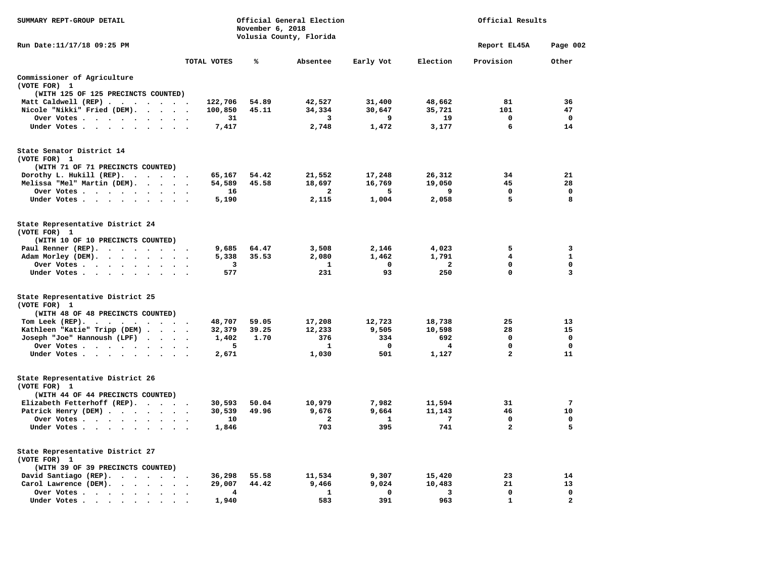SUMMARY REPT-GROUP DETAIL

Official General Election
November 6, 2018
Volusia County, Florida

Official Results

Run Date:11/17/18 09:25 PM

Report EL45A

| | TOTAL VOTES | % | Absentee | Early Vot | Election | Provision | Other |
|---|---|---|---|---|---|---|---|
| **Commissioner of Agriculture** | | | | | | | |
| (VOTE FOR) 1 | | | | | | | |
| (WITH 125 OF 125 PRECINCTS COUNTED) | | | | | | | |
| Matt Caldwell (REP) | 122,706 | 54.89 | 42,527 | 31,400 | 48,662 | 81 | 36 |
| Nicole "Nikki" Fried (DEM). | 100,850 | 45.11 | 34,334 | 30,647 | 35,721 | 101 | 47 |
| Over Votes | 31 | | 3 | 9 | 19 | 0 | 0 |
| Under Votes | 7,417 | | 2,748 | 1,472 | 3,177 | 6 | 14 |
| **State Senator District 14** | | | | | | | |
| (VOTE FOR) 1 | | | | | | | |
| (WITH 71 OF 71 PRECINCTS COUNTED) | | | | | | | |
| Dorothy L. Hukill (REP). | 65,167 | 54.42 | 21,552 | 17,248 | 26,312 | 34 | 21 |
| Melissa "Mel" Martin (DEM). | 54,589 | 45.58 | 18,697 | 16,769 | 19,050 | 45 | 28 |
| Over Votes | 16 | | 2 | 5 | 9 | 0 | 0 |
| Under Votes | 5,190 | | 2,115 | 1,004 | 2,058 | 5 | 8 |
| **State Representative District 24** | | | | | | | |
| (VOTE FOR) 1 | | | | | | | |
| (WITH 10 OF 10 PRECINCTS COUNTED) | | | | | | | |
| Paul Renner (REP). | 9,685 | 64.47 | 3,508 | 2,146 | 4,023 | 5 | 3 |
| Adam Morley (DEM). | 5,338 | 35.53 | 2,080 | 1,462 | 1,791 | 4 | 1 |
| Over Votes | 3 | | 1 | 0 | 2 | 0 | 0 |
| Under Votes | 577 | | 231 | 93 | 250 | 0 | 3 |
| **State Representative District 25** | | | | | | | |
| (VOTE FOR) 1 | | | | | | | |
| (WITH 48 OF 48 PRECINCTS COUNTED) | | | | | | | |
| Tom Leek (REP). | 48,707 | 59.05 | 17,208 | 12,723 | 18,738 | 25 | 13 |
| Kathleen "Katie" Tripp (DEM) | 32,379 | 39.25 | 12,233 | 9,505 | 10,598 | 28 | 15 |
| Joseph "Joe" Hannoush (LPF) | 1,402 | 1.70 | 376 | 334 | 692 | 0 | 0 |
| Over Votes | 5 | | 1 | 0 | 4 | 0 | 0 |
| Under Votes | 2,671 | | 1,030 | 501 | 1,127 | 2 | 11 |
| **State Representative District 26** | | | | | | | |
| (VOTE FOR) 1 | | | | | | | |
| (WITH 44 OF 44 PRECINCTS COUNTED) | | | | | | | |
| Elizabeth Fetterhoff (REP). | 30,593 | 50.04 | 10,979 | 7,982 | 11,594 | 31 | 7 |
| Patrick Henry (DEM) | 30,539 | 49.96 | 9,676 | 9,664 | 11,143 | 46 | 10 |
| Over Votes | 10 | | 2 | 1 | 7 | 0 | 0 |
| Under Votes | 1,846 | | 703 | 395 | 741 | 2 | 5 |
| **State Representative District 27** | | | | | | | |
| (VOTE FOR) 1 | | | | | | | |
| (WITH 39 OF 39 PRECINCTS COUNTED) | | | | | | | |
| David Santiago (REP). | 36,298 | 55.58 | 11,534 | 9,307 | 15,420 | 23 | 14 |
| Carol Lawrence (DEM). | 29,007 | 44.42 | 9,466 | 9,024 | 10,483 | 21 | 13 |
| Over Votes | 4 | | 1 | 0 | 3 | 0 | 0 |
| Under Votes | 1,940 | | 583 | 391 | 963 | 1 | 2 |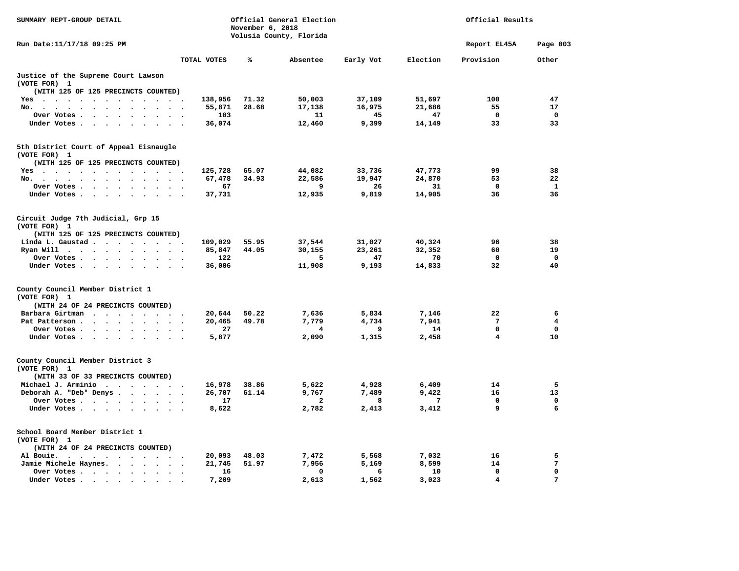SUMMARY REPT-GROUP DETAIL

Official General Election
November 6, 2018
Volusia County, Florida

Official Results

Run Date:11/17/18 09:25 PM

Report EL45A

### Justice of the Supreme Court Lawson
(VOTE FOR) 1
(WITH 125 OF 125 PRECINCTS COUNTED)

| | TOTAL VOTES | % | Absentee | Early Vot | Election | Provision | Other |
|---|---|---|---|---|---|---|---|
| Yes | 138,956 | 71.32 | 50,003 | 37,109 | 51,697 | 100 | 47 |
| No. | 55,871 | 28.68 | 17,138 | 16,975 | 21,686 | 55 | 17 |
| Over Votes | 103 | | 11 | 45 | 47 | 0 | 0 |
| Under Votes | 36,074 | | 12,460 | 9,399 | 14,149 | 33 | 33 |

### 5th District Court of Appeal Eisnaugle
(VOTE FOR) 1
(WITH 125 OF 125 PRECINCTS COUNTED)

| | TOTAL VOTES | % | Absentee | Early Vot | Election | Provision | Other |
|---|---|---|---|---|---|---|---|
| Yes | 125,728 | 65.07 | 44,082 | 33,736 | 47,773 | 99 | 38 |
| No. | 67,478 | 34.93 | 22,586 | 19,947 | 24,870 | 53 | 22 |
| Over Votes | 67 | | 9 | 26 | 31 | 0 | 1 |
| Under Votes | 37,731 | | 12,935 | 9,819 | 14,905 | 36 | 36 |

### Circuit Judge 7th Judicial, Grp 15
(VOTE FOR) 1
(WITH 125 OF 125 PRECINCTS COUNTED)

| | TOTAL VOTES | % | Absentee | Early Vot | Election | Provision | Other |
|---|---|---|---|---|---|---|---|
| Linda L. Gaustad | 109,029 | 55.95 | 37,544 | 31,027 | 40,324 | 96 | 38 |
| Ryan Will | 85,847 | 44.05 | 30,155 | 23,261 | 32,352 | 60 | 19 |
| Over Votes | 122 | | 5 | 47 | 70 | 0 | 0 |
| Under Votes | 36,006 | | 11,908 | 9,193 | 14,833 | 32 | 40 |

### County Council Member District 1
(VOTE FOR) 1
(WITH 24 OF 24 PRECINCTS COUNTED)

| | TOTAL VOTES | % | Absentee | Early Vot | Election | Provision | Other |
|---|---|---|---|---|---|---|---|
| Barbara Girtman | 20,644 | 50.22 | 7,636 | 5,834 | 7,146 | 22 | 6 |
| Pat Patterson | 20,465 | 49.78 | 7,779 | 4,734 | 7,941 | 7 | 4 |
| Over Votes | 27 | | 4 | 9 | 14 | 0 | 0 |
| Under Votes | 5,877 | | 2,090 | 1,315 | 2,458 | 4 | 10 |

### County Council Member District 3
(VOTE FOR) 1
(WITH 33 OF 33 PRECINCTS COUNTED)

| | TOTAL VOTES | % | Absentee | Early Vot | Election | Provision | Other |
|---|---|---|---|---|---|---|---|
| Michael J. Arminio | 16,978 | 38.86 | 5,622 | 4,928 | 6,409 | 14 | 5 |
| Deborah A. "Deb" Denys | 26,707 | 61.14 | 9,767 | 7,489 | 9,422 | 16 | 13 |
| Over Votes | 17 | | 2 | 8 | 7 | 0 | 0 |
| Under Votes | 8,622 | | 2,782 | 2,413 | 3,412 | 9 | 6 |

### School Board Member District 1
(VOTE FOR) 1
(WITH 24 OF 24 PRECINCTS COUNTED)

| | TOTAL VOTES | % | Absentee | Early Vot | Election | Provision | Other |
|---|---|---|---|---|---|---|---|
| Al Bouie. | 20,093 | 48.03 | 7,472 | 5,568 | 7,032 | 16 | 5 |
| Jamie Michele Haynes. | 21,745 | 51.97 | 7,956 | 5,169 | 8,599 | 14 | 7 |
| Over Votes | 16 | | 0 | 6 | 10 | 0 | 0 |
| Under Votes | 7,209 | | 2,613 | 1,562 | 3,023 | 4 | 7 |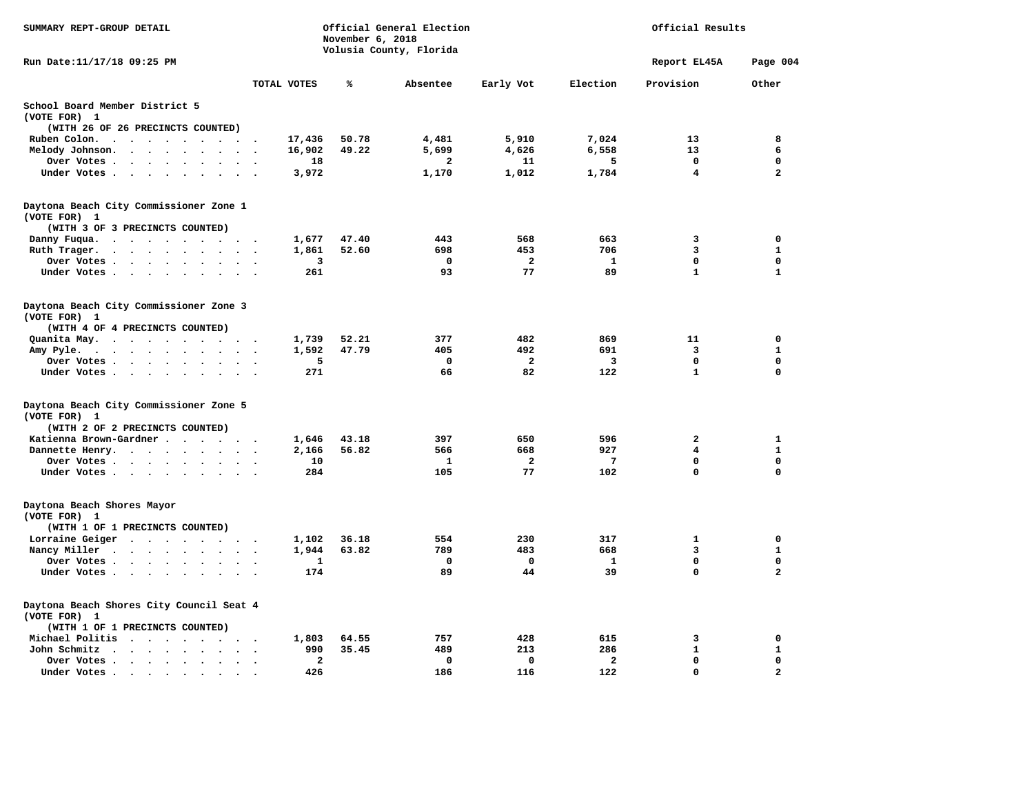SUMMARY REPT-GROUP DETAIL

Official General Election
November 6, 2018
Volusia County, Florida

Official Results

Run Date:11/17/18 09:25 PM

Report EL45A

## School Board Member District 5
(VOTE FOR) 1
(WITH 26 OF 26 PRECINCTS COUNTED)

| | TOTAL VOTES | % | Absentee | Early Vot | Election | Provision | Other |
|---|---|---|---|---|---|---|---|
| Ruben Colon | 17,436 | 50.78 | 4,481 | 5,910 | 7,024 | 13 | 8 |
| Melody Johnson | 16,902 | 49.22 | 5,699 | 4,626 | 6,558 | 13 | 6 |
| Over Votes | 18 | | 2 | 11 | 5 | 0 | 0 |
| Under Votes | 3,972 | | 1,170 | 1,012 | 1,784 | 4 | 2 |

## Daytona Beach City Commissioner Zone 1
(VOTE FOR) 1
(WITH 3 OF 3 PRECINCTS COUNTED)

| | TOTAL VOTES | % | Absentee | Early Vot | Election | Provision | Other |
|---|---|---|---|---|---|---|---|
| Danny Fuqua | 1,677 | 47.40 | 443 | 568 | 663 | 3 | 0 |
| Ruth Trager | 1,861 | 52.60 | 698 | 453 | 706 | 3 | 1 |
| Over Votes | 3 | | 0 | 2 | 1 | 0 | 0 |
| Under Votes | 261 | | 93 | 77 | 89 | 1 | 1 |

## Daytona Beach City Commissioner Zone 3
(VOTE FOR) 1
(WITH 4 OF 4 PRECINCTS COUNTED)

| | TOTAL VOTES | % | Absentee | Early Vot | Election | Provision | Other |
|---|---|---|---|---|---|---|---|
| Quanita May | 1,739 | 52.21 | 377 | 482 | 869 | 11 | 0 |
| Amy Pyle | 1,592 | 47.79 | 405 | 492 | 691 | 3 | 1 |
| Over Votes | 5 | | 0 | 2 | 3 | 0 | 0 |
| Under Votes | 271 | | 66 | 82 | 122 | 1 | 0 |

## Daytona Beach City Commissioner Zone 5
(VOTE FOR) 1
(WITH 2 OF 2 PRECINCTS COUNTED)

| | TOTAL VOTES | % | Absentee | Early Vot | Election | Provision | Other |
|---|---|---|---|---|---|---|---|
| Katienna Brown-Gardner | 1,646 | 43.18 | 397 | 650 | 596 | 2 | 1 |
| Dannette Henry | 2,166 | 56.82 | 566 | 668 | 927 | 4 | 1 |
| Over Votes | 10 | | 1 | 2 | 7 | 0 | 0 |
| Under Votes | 284 | | 105 | 77 | 102 | 0 | 0 |

## Daytona Beach Shores Mayor
(VOTE FOR) 1
(WITH 1 OF 1 PRECINCTS COUNTED)

| | TOTAL VOTES | % | Absentee | Early Vot | Election | Provision | Other |
|---|---|---|---|---|---|---|---|
| Lorraine Geiger | 1,102 | 36.18 | 554 | 230 | 317 | 1 | 0 |
| Nancy Miller | 1,944 | 63.82 | 789 | 483 | 668 | 3 | 1 |
| Over Votes | 1 | | 0 | 0 | 1 | 0 | 0 |
| Under Votes | 174 | | 89 | 44 | 39 | 0 | 2 |

## Daytona Beach Shores City Council Seat 4
(VOTE FOR) 1
(WITH 1 OF 1 PRECINCTS COUNTED)

| | TOTAL VOTES | % | Absentee | Early Vot | Election | Provision | Other |
|---|---|---|---|---|---|---|---|
| Michael Politis | 1,803 | 64.55 | 757 | 428 | 615 | 3 | 0 |
| John Schmitz | 990 | 35.45 | 489 | 213 | 286 | 1 | 1 |
| Over Votes | 2 | | 0 | 0 | 2 | 0 | 0 |
| Under Votes | 426 | | 186 | 116 | 122 | 0 | 2 |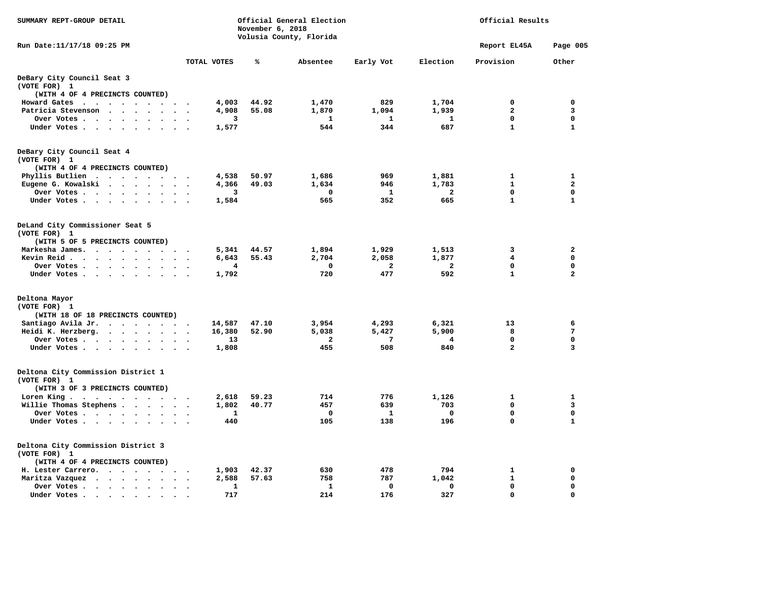SUMMARY REPT-GROUP DETAIL

Official General Election
November 6, 2018
Volusia County, Florida

Official Results

Run Date:11/17/18 09:25 PM

Report EL45A

## DeBary City Council Seat 3
(VOTE FOR) 1
(WITH 4 OF 4 PRECINCTS COUNTED)

| | TOTAL VOTES | % | Absentee | Early Vot | Election | Provision | Other |
|---|---|---|---|---|---|---|---|
| Howard Gates | 4,003 | 44.92 | 1,470 | 829 | 1,704 | 0 | 0 |
| Patricia Stevenson | 4,908 | 55.08 | 1,870 | 1,094 | 1,939 | 2 | 3 |
| Over Votes | 3 | | 1 | 1 | 1 | 0 | 0 |
| Under Votes | 1,577 | | 544 | 344 | 687 | 1 | 1 |

## DeBary City Council Seat 4
(VOTE FOR) 1
(WITH 4 OF 4 PRECINCTS COUNTED)

| | TOTAL VOTES | % | Absentee | Early Vot | Election | Provision | Other |
|---|---|---|---|---|---|---|---|
| Phyllis Butlien | 4,538 | 50.97 | 1,686 | 969 | 1,881 | 1 | 1 |
| Eugene G. Kowalski | 4,366 | 49.03 | 1,634 | 946 | 1,783 | 1 | 2 |
| Over Votes | 3 | | 0 | 1 | 2 | 0 | 0 |
| Under Votes | 1,584 | | 565 | 352 | 665 | 1 | 1 |

## DeLand City Commissioner Seat 5
(VOTE FOR) 1
(WITH 5 OF 5 PRECINCTS COUNTED)

| | TOTAL VOTES | % | Absentee | Early Vot | Election | Provision | Other |
|---|---|---|---|---|---|---|---|
| Markesha James. | 5,341 | 44.57 | 1,894 | 1,929 | 1,513 | 3 | 2 |
| Kevin Reid | 6,643 | 55.43 | 2,704 | 2,058 | 1,877 | 4 | 0 |
| Over Votes | 4 | | 0 | 2 | 2 | 0 | 0 |
| Under Votes | 1,792 | | 720 | 477 | 592 | 1 | 2 |

## Deltona Mayor
(VOTE FOR) 1
(WITH 18 OF 18 PRECINCTS COUNTED)

| | TOTAL VOTES | % | Absentee | Early Vot | Election | Provision | Other |
|---|---|---|---|---|---|---|---|
| Santiago Avila Jr. | 14,587 | 47.10 | 3,954 | 4,293 | 6,321 | 13 | 6 |
| Heidi K. Herzberg. | 16,380 | 52.90 | 5,038 | 5,427 | 5,900 | 8 | 7 |
| Over Votes | 13 | | 2 | 7 | 4 | 0 | 0 |
| Under Votes | 1,808 | | 455 | 508 | 840 | 2 | 3 |

## Deltona City Commission District 1
(VOTE FOR) 1
(WITH 3 OF 3 PRECINCTS COUNTED)

| | TOTAL VOTES | % | Absentee | Early Vot | Election | Provision | Other |
|---|---|---|---|---|---|---|---|
| Loren King | 2,618 | 59.23 | 714 | 776 | 1,126 | 1 | 1 |
| Willie Thomas Stephens | 1,802 | 40.77 | 457 | 639 | 703 | 0 | 3 |
| Over Votes | 1 | | 0 | 1 | 0 | 0 | 0 |
| Under Votes | 440 | | 105 | 138 | 196 | 0 | 1 |

## Deltona City Commission District 3
(VOTE FOR) 1
(WITH 4 OF 4 PRECINCTS COUNTED)

| | TOTAL VOTES | % | Absentee | Early Vot | Election | Provision | Other |
|---|---|---|---|---|---|---|---|
| H. Lester Carrero. | 1,903 | 42.37 | 630 | 478 | 794 | 1 | 0 |
| Maritza Vazquez | 2,588 | 57.63 | 758 | 787 | 1,042 | 1 | 0 |
| Over Votes | 1 | | 1 | 0 | 0 | 0 | 0 |
| Under Votes | 717 | | 214 | 176 | 327 | 0 | 0 |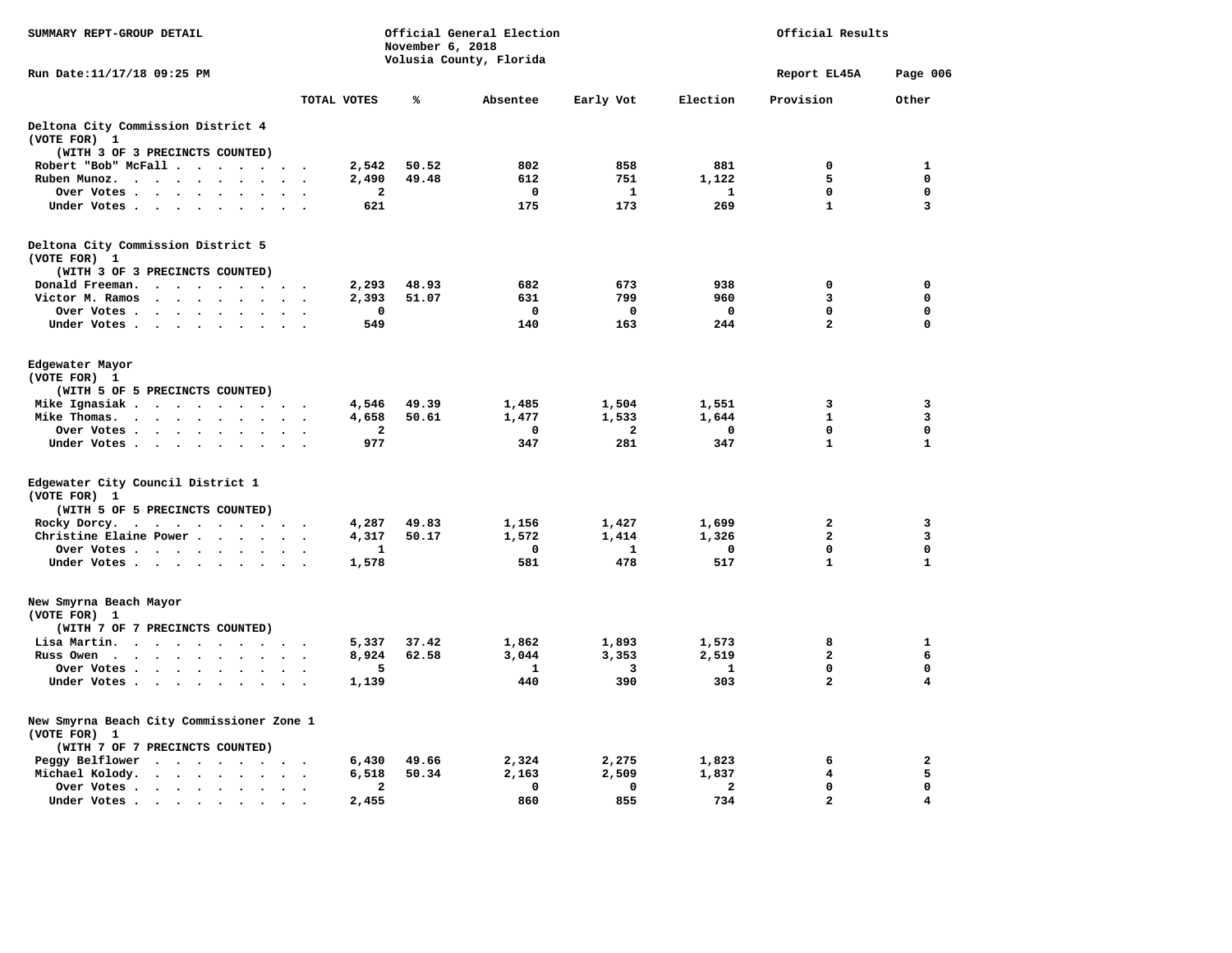SUMMARY REPT-GROUP DETAIL

Official General Election
November 6, 2018
Volusia County, Florida

Official Results

Run Date:11/17/18 09:25 PM

Report EL45A

## Deltona City Commission District 4
(VOTE FOR) 1
(WITH 3 OF 3 PRECINCTS COUNTED)

| | TOTAL VOTES | % | Absentee | Early Vot | Election | Provision | Other |
|---|---|---|---|---|---|---|---|
| Robert "Bob" McFall | 2,542 | 50.52 | 802 | 858 | 881 | 0 | 1 |
| Ruben Munoz. | 2,490 | 49.48 | 612 | 751 | 1,122 | 5 | 0 |
| Over Votes | 2 | | 0 | 1 | 1 | 0 | 0 |
| Under Votes | 621 | | 175 | 173 | 269 | 1 | 3 |

## Deltona City Commission District 5
(VOTE FOR) 1
(WITH 3 OF 3 PRECINCTS COUNTED)

| | TOTAL VOTES | % | Absentee | Early Vot | Election | Provision | Other |
|---|---|---|---|---|---|---|---|
| Donald Freeman. | 2,293 | 48.93 | 682 | 673 | 938 | 0 | 0 |
| Victor M. Ramos | 2,393 | 51.07 | 631 | 799 | 960 | 3 | 0 |
| Over Votes | 0 | | 0 | 0 | 0 | 0 | 0 |
| Under Votes | 549 | | 140 | 163 | 244 | 2 | 0 |

## Edgewater Mayor
(VOTE FOR) 1
(WITH 5 OF 5 PRECINCTS COUNTED)

| | TOTAL VOTES | % | Absentee | Early Vot | Election | Provision | Other |
|---|---|---|---|---|---|---|---|
| Mike Ignasiak | 4,546 | 49.39 | 1,485 | 1,504 | 1,551 | 3 | 3 |
| Mike Thomas. | 4,658 | 50.61 | 1,477 | 1,533 | 1,644 | 1 | 3 |
| Over Votes | 2 | | 0 | 2 | 0 | 0 | 0 |
| Under Votes | 977 | | 347 | 281 | 347 | 1 | 1 |

## Edgewater City Council District 1
(VOTE FOR) 1
(WITH 5 OF 5 PRECINCTS COUNTED)

| | TOTAL VOTES | % | Absentee | Early Vot | Election | Provision | Other |
|---|---|---|---|---|---|---|---|
| Rocky Dorcy. | 4,287 | 49.83 | 1,156 | 1,427 | 1,699 | 2 | 3 |
| Christine Elaine Power | 4,317 | 50.17 | 1,572 | 1,414 | 1,326 | 2 | 3 |
| Over Votes | 1 | | 0 | 1 | 0 | 0 | 0 |
| Under Votes | 1,578 | | 581 | 478 | 517 | 1 | 1 |

## New Smyrna Beach Mayor
(VOTE FOR) 1
(WITH 7 OF 7 PRECINCTS COUNTED)

| | TOTAL VOTES | % | Absentee | Early Vot | Election | Provision | Other |
|---|---|---|---|---|---|---|---|
| Lisa Martin. | 5,337 | 37.42 | 1,862 | 1,893 | 1,573 | 8 | 1 |
| Russ Owen | 8,924 | 62.58 | 3,044 | 3,353 | 2,519 | 2 | 6 |
| Over Votes | 5 | | 1 | 3 | 1 | 0 | 0 |
| Under Votes | 1,139 | | 440 | 390 | 303 | 2 | 4 |

## New Smyrna Beach City Commissioner Zone 1
(VOTE FOR) 1
(WITH 7 OF 7 PRECINCTS COUNTED)

| | TOTAL VOTES | % | Absentee | Early Vot | Election | Provision | Other |
|---|---|---|---|---|---|---|---|
| Peggy Belflower | 6,430 | 49.66 | 2,324 | 2,275 | 1,823 | 6 | 2 |
| Michael Kolody. | 6,518 | 50.34 | 2,163 | 2,509 | 1,837 | 4 | 5 |
| Over Votes | 2 | | 0 | 0 | 2 | 0 | 0 |
| Under Votes | 2,455 | | 860 | 855 | 734 | 2 | 4 |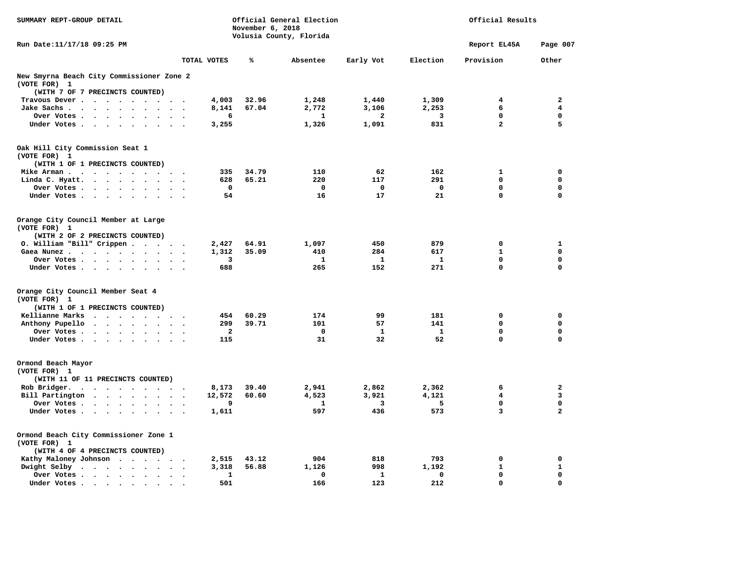SUMMARY REPT-GROUP DETAIL

Official General Election
November 6, 2018
Volusia County, Florida

Official Results

Run Date:11/17/18 09:25 PM

Report EL45A

## New Smyrna Beach City Commissioner Zone 2
(VOTE FOR) 1
(WITH 7 OF 7 PRECINCTS COUNTED)

| | TOTAL VOTES | % | Absentee | Early Vot | Election | Provision | Other |
|---|---|---|---|---|---|---|---|
| Travous Dever | 4,003 | 32.96 | 1,248 | 1,440 | 1,309 | 4 | 2 |
| Jake Sachs | 8,141 | 67.04 | 2,772 | 3,106 | 2,253 | 6 | 4 |
| Over Votes | 6 | | 1 | 2 | 3 | 0 | 0 |
| Under Votes | 3,255 | | 1,326 | 1,091 | 831 | 2 | 5 |

## Oak Hill City Commission Seat 1
(VOTE FOR) 1
(WITH 1 OF 1 PRECINCTS COUNTED)

| | TOTAL VOTES | % | Absentee | Early Vot | Election | Provision | Other |
|---|---|---|---|---|---|---|---|
| Mike Arman | 335 | 34.79 | 110 | 62 | 162 | 1 | 0 |
| Linda C. Hyatt | 628 | 65.21 | 220 | 117 | 291 | 0 | 0 |
| Over Votes | 0 | | 0 | 0 | 0 | 0 | 0 |
| Under Votes | 54 | | 16 | 17 | 21 | 0 | 0 |

## Orange City Council Member at Large
(VOTE FOR) 1
(WITH 2 OF 2 PRECINCTS COUNTED)

| | TOTAL VOTES | % | Absentee | Early Vot | Election | Provision | Other |
|---|---|---|---|---|---|---|---|
| O. William "Bill" Crippen | 2,427 | 64.91 | 1,097 | 450 | 879 | 0 | 1 |
| Gaea Nunez | 1,312 | 35.09 | 410 | 284 | 617 | 1 | 0 |
| Over Votes | 3 | | 1 | 1 | 1 | 0 | 0 |
| Under Votes | 688 | | 265 | 152 | 271 | 0 | 0 |

## Orange City Council Member Seat 4
(VOTE FOR) 1
(WITH 1 OF 1 PRECINCTS COUNTED)

| | TOTAL VOTES | % | Absentee | Early Vot | Election | Provision | Other |
|---|---|---|---|---|---|---|---|
| Kellianne Marks | 454 | 60.29 | 174 | 99 | 181 | 0 | 0 |
| Anthony Pupello | 299 | 39.71 | 101 | 57 | 141 | 0 | 0 |
| Over Votes | 2 | | 0 | 1 | 1 | 0 | 0 |
| Under Votes | 115 | | 31 | 32 | 52 | 0 | 0 |

## Ormond Beach Mayor
(VOTE FOR) 1
(WITH 11 OF 11 PRECINCTS COUNTED)

| | TOTAL VOTES | % | Absentee | Early Vot | Election | Provision | Other |
|---|---|---|---|---|---|---|---|
| Rob Bridger | 8,173 | 39.40 | 2,941 | 2,862 | 2,362 | 6 | 2 |
| Bill Partington | 12,572 | 60.60 | 4,523 | 3,921 | 4,121 | 4 | 3 |
| Over Votes | 9 | | 1 | 3 | 5 | 0 | 0 |
| Under Votes | 1,611 | | 597 | 436 | 573 | 3 | 2 |

## Ormond Beach City Commissioner Zone 1
(VOTE FOR) 1
(WITH 4 OF 4 PRECINCTS COUNTED)

| | TOTAL VOTES | % | Absentee | Early Vot | Election | Provision | Other |
|---|---|---|---|---|---|---|---|
| Kathy Maloney Johnson | 2,515 | 43.12 | 904 | 818 | 793 | 0 | 0 |
| Dwight Selby | 3,318 | 56.88 | 1,126 | 998 | 1,192 | 1 | 1 |
| Over Votes | 1 | | 0 | 1 | 0 | 0 | 0 |
| Under Votes | 501 | | 166 | 123 | 212 | 0 | 0 |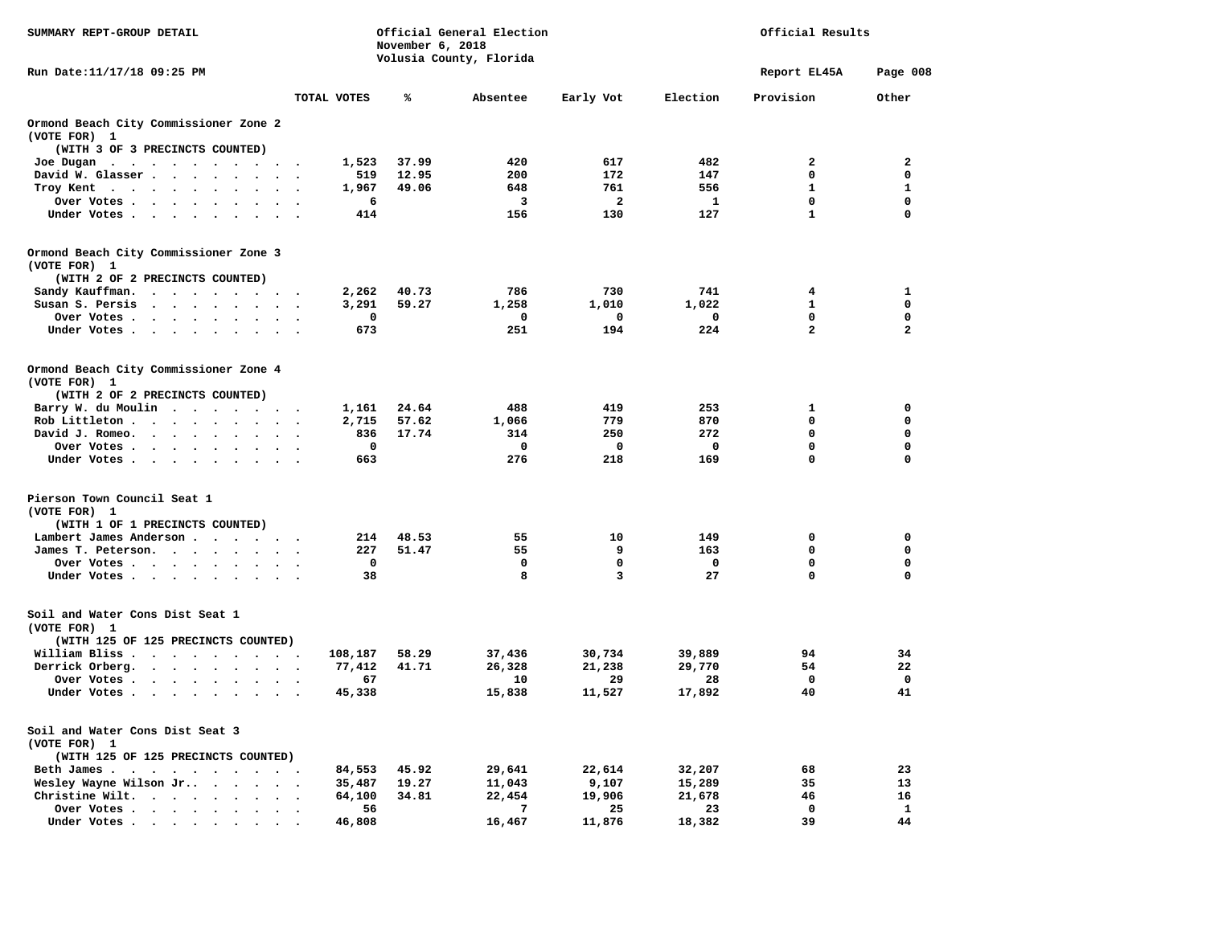SUMMARY REPT-GROUP DETAIL

Official General Election
November 6, 2018
Volusia County, Florida

Official Results

Run Date:11/17/18 09:25 PM

Report EL45A

## Ormond Beach City Commissioner Zone 2
(VOTE FOR) 1
(WITH 3 OF 3 PRECINCTS COUNTED)

| | TOTAL VOTES | % | Absentee | Early Vot | Election | Provision | Other |
|---|---|---|---|---|---|---|---|
| Joe Dugan | 1,523 | 37.99 | 420 | 617 | 482 | 2 | 2 |
| David W. Glasser | 519 | 12.95 | 200 | 172 | 147 | 0 | 0 |
| Troy Kent | 1,967 | 49.06 | 648 | 761 | 556 | 1 | 1 |
| Over Votes | 6 | | 3 | 2 | 1 | 0 | 0 |
| Under Votes | 414 | | 156 | 130 | 127 | 1 | 0 |

## Ormond Beach City Commissioner Zone 3
(VOTE FOR) 1
(WITH 2 OF 2 PRECINCTS COUNTED)

| | TOTAL VOTES | % | Absentee | Early Vot | Election | Provision | Other |
|---|---|---|---|---|---|---|---|
| Sandy Kauffman | 2,262 | 40.73 | 786 | 730 | 741 | 4 | 1 |
| Susan S. Persis | 3,291 | 59.27 | 1,258 | 1,010 | 1,022 | 1 | 0 |
| Over Votes | 0 | | 0 | 0 | 0 | 0 | 0 |
| Under Votes | 673 | | 251 | 194 | 224 | 2 | 2 |

## Ormond Beach City Commissioner Zone 4
(VOTE FOR) 1
(WITH 2 OF 2 PRECINCTS COUNTED)

| | TOTAL VOTES | % | Absentee | Early Vot | Election | Provision | Other |
|---|---|---|---|---|---|---|---|
| Barry W. du Moulin | 1,161 | 24.64 | 488 | 419 | 253 | 1 | 0 |
| Rob Littleton | 2,715 | 57.62 | 1,066 | 779 | 870 | 0 | 0 |
| David J. Romeo | 836 | 17.74 | 314 | 250 | 272 | 0 | 0 |
| Over Votes | 0 | | 0 | 0 | 0 | 0 | 0 |
| Under Votes | 663 | | 276 | 218 | 169 | 0 | 0 |

## Pierson Town Council Seat 1
(VOTE FOR) 1
(WITH 1 OF 1 PRECINCTS COUNTED)

| | TOTAL VOTES | % | Absentee | Early Vot | Election | Provision | Other |
|---|---|---|---|---|---|---|---|
| Lambert James Anderson | 214 | 48.53 | 55 | 10 | 149 | 0 | 0 |
| James T. Peterson | 227 | 51.47 | 55 | 9 | 163 | 0 | 0 |
| Over Votes | 0 | | 0 | 0 | 0 | 0 | 0 |
| Under Votes | 38 | | 8 | 3 | 27 | 0 | 0 |

## Soil and Water Cons Dist Seat 1
(VOTE FOR) 1
(WITH 125 OF 125 PRECINCTS COUNTED)

| | TOTAL VOTES | % | Absentee | Early Vot | Election | Provision | Other |
|---|---|---|---|---|---|---|---|
| William Bliss | 108,187 | 58.29 | 37,436 | 30,734 | 39,889 | 94 | 34 |
| Derrick Orberg | 77,412 | 41.71 | 26,328 | 21,238 | 29,770 | 54 | 22 |
| Over Votes | 67 | | 10 | 29 | 28 | 0 | 0 |
| Under Votes | 45,338 | | 15,838 | 11,527 | 17,892 | 40 | 41 |

## Soil and Water Cons Dist Seat 3
(VOTE FOR) 1
(WITH 125 OF 125 PRECINCTS COUNTED)

| | TOTAL VOTES | % | Absentee | Early Vot | Election | Provision | Other |
|---|---|---|---|---|---|---|---|
| Beth James | 84,553 | 45.92 | 29,641 | 22,614 | 32,207 | 68 | 23 |
| Wesley Wayne Wilson Jr. | 35,487 | 19.27 | 11,043 | 9,107 | 15,289 | 35 | 13 |
| Christine Wilt | 64,100 | 34.81 | 22,454 | 19,906 | 21,678 | 46 | 16 |
| Over Votes | 56 | | 7 | 25 | 23 | 0 | 1 |
| Under Votes | 46,808 | | 16,467 | 11,876 | 18,382 | 39 | 44 |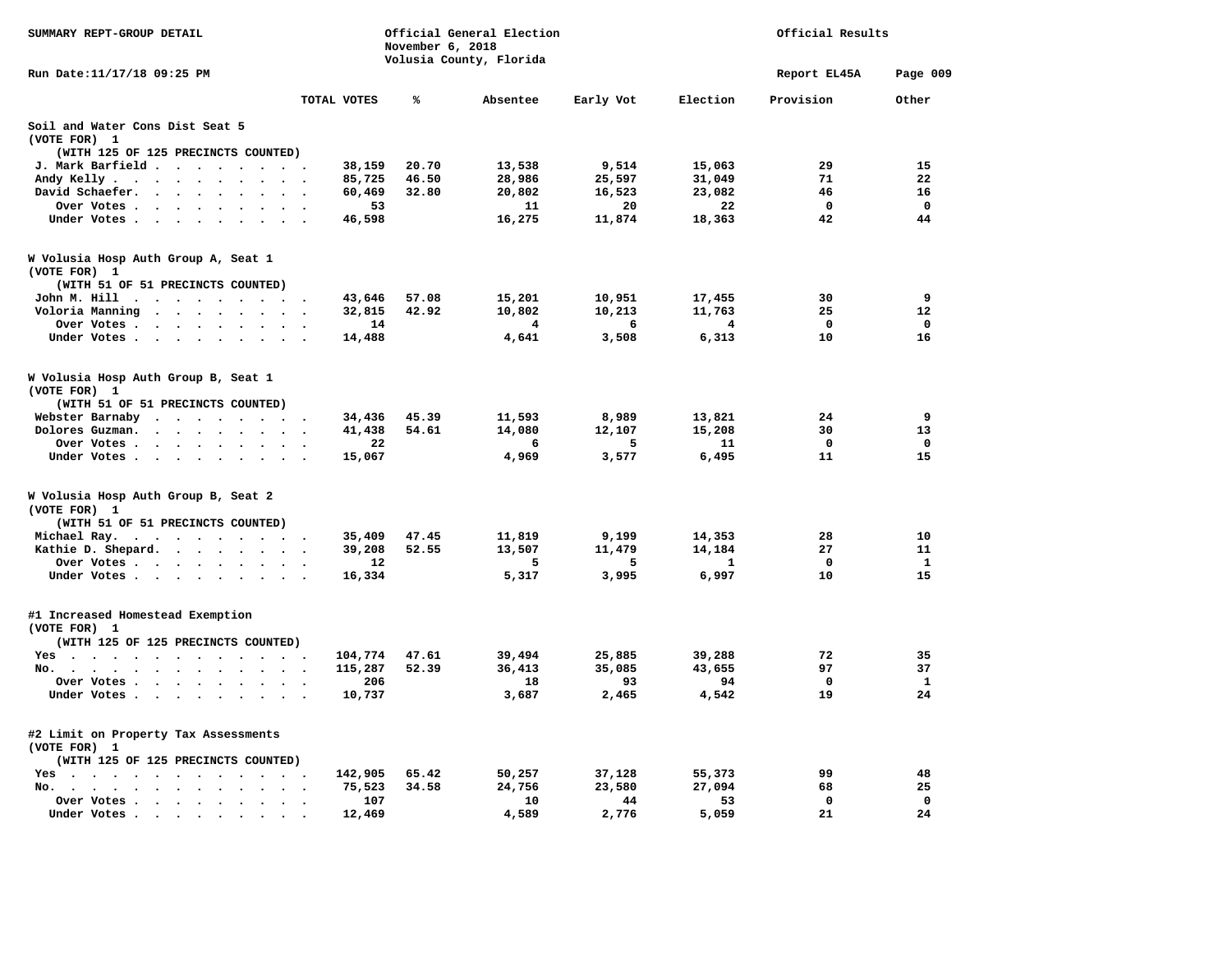SUMMARY REPT-GROUP DETAIL

Official General Election
November 6, 2018
Volusia County, Florida

Official Results

Run Date:11/17/18 09:25 PM

Report EL45A

## Soil and Water Cons Dist Seat 5
(VOTE FOR) 1
(WITH 125 OF 125 PRECINCTS COUNTED)

| | TOTAL VOTES | % | Absentee | Early Vot | Election | Provision | Other |
|---|---|---|---|---|---|---|---|
| J. Mark Barfield | 38,159 | 20.70 | 13,538 | 9,514 | 15,063 | 29 | 15 |
| Andy Kelly | 85,725 | 46.50 | 28,986 | 25,597 | 31,049 | 71 | 22 |
| David Schaefer | 60,469 | 32.80 | 20,802 | 16,523 | 23,082 | 46 | 16 |
| Over Votes | 53 | | 11 | 20 | 22 | 0 | 0 |
| Under Votes | 46,598 | | 16,275 | 11,874 | 18,363 | 42 | 44 |

## W Volusia Hosp Auth Group A, Seat 1
(VOTE FOR) 1
(WITH 51 OF 51 PRECINCTS COUNTED)

| | TOTAL VOTES | % | Absentee | Early Vot | Election | Provision | Other |
|---|---|---|---|---|---|---|---|
| John M. Hill | 43,646 | 57.08 | 15,201 | 10,951 | 17,455 | 30 | 9 |
| Voloria Manning | 32,815 | 42.92 | 10,802 | 10,213 | 11,763 | 25 | 12 |
| Over Votes | 14 | | 4 | 6 | 4 | 0 | 0 |
| Under Votes | 14,488 | | 4,641 | 3,508 | 6,313 | 10 | 16 |

## W Volusia Hosp Auth Group B, Seat 1
(VOTE FOR) 1
(WITH 51 OF 51 PRECINCTS COUNTED)

| | TOTAL VOTES | % | Absentee | Early Vot | Election | Provision | Other |
|---|---|---|---|---|---|---|---|
| Webster Barnaby | 34,436 | 45.39 | 11,593 | 8,989 | 13,821 | 24 | 9 |
| Dolores Guzman | 41,438 | 54.61 | 14,080 | 12,107 | 15,208 | 30 | 13 |
| Over Votes | 22 | | 6 | 5 | 11 | 0 | 0 |
| Under Votes | 15,067 | | 4,969 | 3,577 | 6,495 | 11 | 15 |

## W Volusia Hosp Auth Group B, Seat 2
(VOTE FOR) 1
(WITH 51 OF 51 PRECINCTS COUNTED)

| | TOTAL VOTES | % | Absentee | Early Vot | Election | Provision | Other |
|---|---|---|---|---|---|---|---|
| Michael Ray | 35,409 | 47.45 | 11,819 | 9,199 | 14,353 | 28 | 10 |
| Kathie D. Shepard | 39,208 | 52.55 | 13,507 | 11,479 | 14,184 | 27 | 11 |
| Over Votes | 12 | | 5 | 5 | 1 | 0 | 1 |
| Under Votes | 16,334 | | 5,317 | 3,995 | 6,997 | 10 | 15 |

## #1 Increased Homestead Exemption
(VOTE FOR) 1
(WITH 125 OF 125 PRECINCTS COUNTED)

| | TOTAL VOTES | % | Absentee | Early Vot | Election | Provision | Other |
|---|---|---|---|---|---|---|---|
| Yes | 104,774 | 47.61 | 39,494 | 25,885 | 39,288 | 72 | 35 |
| No | 115,287 | 52.39 | 36,413 | 35,085 | 43,655 | 97 | 37 |
| Over Votes | 206 | | 18 | 93 | 94 | 0 | 1 |
| Under Votes | 10,737 | | 3,687 | 2,465 | 4,542 | 19 | 24 |

## #2 Limit on Property Tax Assessments
(VOTE FOR) 1
(WITH 125 OF 125 PRECINCTS COUNTED)

| | TOTAL VOTES | % | Absentee | Early Vot | Election | Provision | Other |
|---|---|---|---|---|---|---|---|
| Yes | 142,905 | 65.42 | 50,257 | 37,128 | 55,373 | 99 | 48 |
| No | 75,523 | 34.58 | 24,756 | 23,580 | 27,094 | 68 | 25 |
| Over Votes | 107 | | 10 | 44 | 53 | 0 | 0 |
| Under Votes | 12,469 | | 4,589 | 2,776 | 5,059 | 21 | 24 |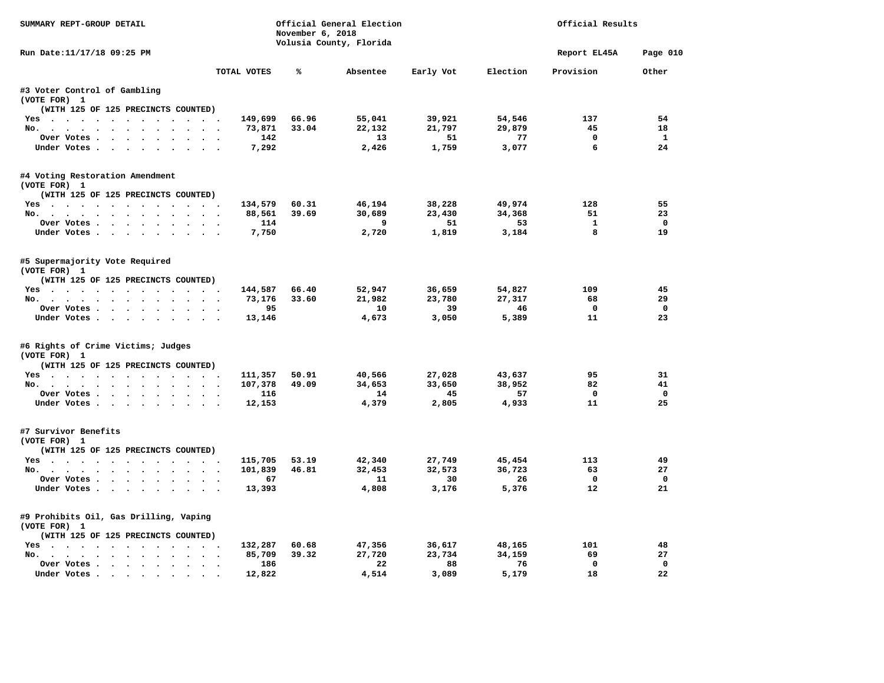SUMMARY REPT-GROUP DETAIL

Official General Election
November 6, 2018
Volusia County, Florida

Official Results

Run Date:11/17/18 09:25 PM

Report EL45A

| | TOTAL VOTES | % | Absentee | Early Vot | Election | Provision | Other |
|---|---|---|---|---|---|---|---|
| **#3 Voter Control of Gambling** | | | | | | | |
| (VOTE FOR) 1 | | | | | | | |
| (WITH 125 OF 125 PRECINCTS COUNTED) | | | | | | | |
| Yes | 149,699 | 66.96 | 55,041 | 39,921 | 54,546 | 137 | 54 |
| No. | 73,871 | 33.04 | 22,132 | 21,797 | 29,879 | 45 | 18 |
| Over Votes | 142 | | 13 | 51 | 77 | 0 | 1 |
| Under Votes | 7,292 | | 2,426 | 1,759 | 3,077 | 6 | 24 |
| **#4 Voting Restoration Amendment** | | | | | | | |
| (VOTE FOR) 1 | | | | | | | |
| (WITH 125 OF 125 PRECINCTS COUNTED) | | | | | | | |
| Yes | 134,579 | 60.31 | 46,194 | 38,228 | 49,974 | 128 | 55 |
| No. | 88,561 | 39.69 | 30,689 | 23,430 | 34,368 | 51 | 23 |
| Over Votes | 114 | | 9 | 51 | 53 | 1 | 0 |
| Under Votes | 7,750 | | 2,720 | 1,819 | 3,184 | 8 | 19 |
| **#5 Supermajority Vote Required** | | | | | | | |
| (VOTE FOR) 1 | | | | | | | |
| (WITH 125 OF 125 PRECINCTS COUNTED) | | | | | | | |
| Yes | 144,587 | 66.40 | 52,947 | 36,659 | 54,827 | 109 | 45 |
| No. | 73,176 | 33.60 | 21,982 | 23,780 | 27,317 | 68 | 29 |
| Over Votes | 95 | | 10 | 39 | 46 | 0 | 0 |
| Under Votes | 13,146 | | 4,673 | 3,050 | 5,389 | 11 | 23 |
| **#6 Rights of Crime Victims; Judges** | | | | | | | |
| (VOTE FOR) 1 | | | | | | | |
| (WITH 125 OF 125 PRECINCTS COUNTED) | | | | | | | |
| Yes | 111,357 | 50.91 | 40,566 | 27,028 | 43,637 | 95 | 31 |
| No. | 107,378 | 49.09 | 34,653 | 33,650 | 38,952 | 82 | 41 |
| Over Votes | 116 | | 14 | 45 | 57 | 0 | 0 |
| Under Votes | 12,153 | | 4,379 | 2,805 | 4,933 | 11 | 25 |
| **#7 Survivor Benefits** | | | | | | | |
| (VOTE FOR) 1 | | | | | | | |
| (WITH 125 OF 125 PRECINCTS COUNTED) | | | | | | | |
| Yes | 115,705 | 53.19 | 42,340 | 27,749 | 45,454 | 113 | 49 |
| No. | 101,839 | 46.81 | 32,453 | 32,573 | 36,723 | 63 | 27 |
| Over Votes | 67 | | 11 | 30 | 26 | 0 | 0 |
| Under Votes | 13,393 | | 4,808 | 3,176 | 5,376 | 12 | 21 |
| **#9 Prohibits Oil, Gas Drilling, Vaping** | | | | | | | |
| (VOTE FOR) 1 | | | | | | | |
| (WITH 125 OF 125 PRECINCTS COUNTED) | | | | | | | |
| Yes | 132,287 | 60.68 | 47,356 | 36,617 | 48,165 | 101 | 48 |
| No. | 85,709 | 39.32 | 27,720 | 23,734 | 34,159 | 69 | 27 |
| Over Votes | 186 | | 22 | 88 | 76 | 0 | 0 |
| Under Votes | 12,822 | | 4,514 | 3,089 | 5,179 | 18 | 22 |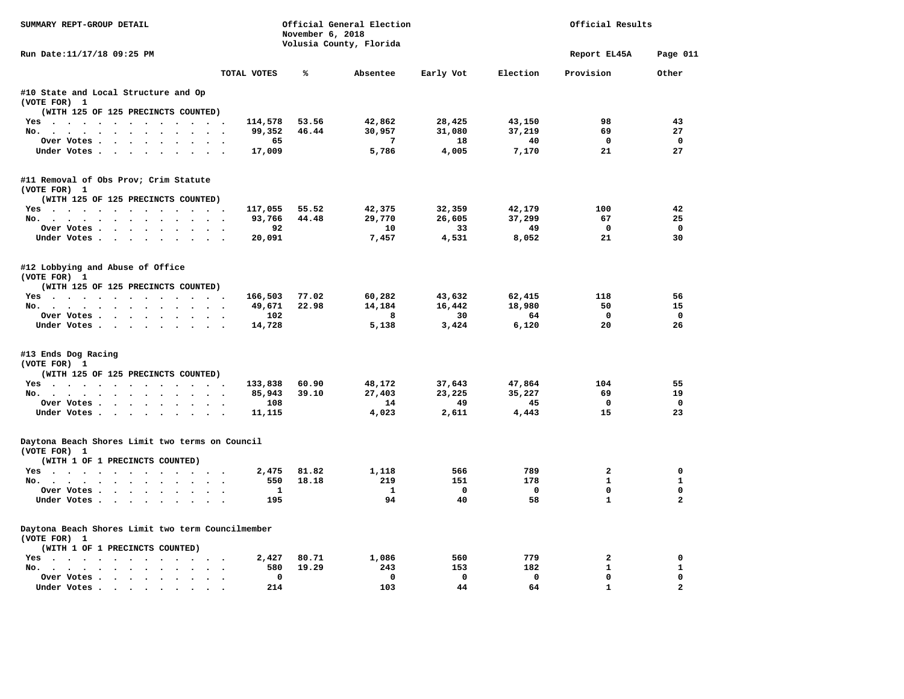SUMMARY REPT-GROUP DETAIL

Official General Election
November 6, 2018
Volusia County, Florida

Official Results

Run Date:11/17/18 09:25 PM

Report EL45A

## #10 State and Local Structure and Op

(VOTE FOR) 1
(WITH 125 OF 125 PRECINCTS COUNTED)

| | TOTAL VOTES | % | Absentee | Early Vot | Election | Provision | Other |
|---|---|---|---|---|---|---|---|
| Yes | 114,578 | 53.56 | 42,862 | 28,425 | 43,150 | 98 | 43 |
| No. | 99,352 | 46.44 | 30,957 | 31,080 | 37,219 | 69 | 27 |
| Over Votes | 65 | | 7 | 18 | 40 | 0 | 0 |
| Under Votes | 17,009 | | 5,786 | 4,005 | 7,170 | 21 | 27 |

## #11 Removal of Obs Prov; Crim Statute

(VOTE FOR) 1
(WITH 125 OF 125 PRECINCTS COUNTED)

| | TOTAL VOTES | % | Absentee | Early Vot | Election | Provision | Other |
|---|---|---|---|---|---|---|---|
| Yes | 117,055 | 55.52 | 42,375 | 32,359 | 42,179 | 100 | 42 |
| No. | 93,766 | 44.48 | 29,770 | 26,605 | 37,299 | 67 | 25 |
| Over Votes | 92 | | 10 | 33 | 49 | 0 | 0 |
| Under Votes | 20,091 | | 7,457 | 4,531 | 8,052 | 21 | 30 |

## #12 Lobbying and Abuse of Office

(VOTE FOR) 1
(WITH 125 OF 125 PRECINCTS COUNTED)

| | TOTAL VOTES | % | Absentee | Early Vot | Election | Provision | Other |
|---|---|---|---|---|---|---|---|
| Yes | 166,503 | 77.02 | 60,282 | 43,632 | 62,415 | 118 | 56 |
| No. | 49,671 | 22.98 | 14,184 | 16,442 | 18,980 | 50 | 15 |
| Over Votes | 102 | | 8 | 30 | 64 | 0 | 0 |
| Under Votes | 14,728 | | 5,138 | 3,424 | 6,120 | 20 | 26 |

## #13 Ends Dog Racing

(VOTE FOR) 1
(WITH 125 OF 125 PRECINCTS COUNTED)

| | TOTAL VOTES | % | Absentee | Early Vot | Election | Provision | Other |
|---|---|---|---|---|---|---|---|
| Yes | 133,838 | 60.90 | 48,172 | 37,643 | 47,864 | 104 | 55 |
| No. | 85,943 | 39.10 | 27,403 | 23,225 | 35,227 | 69 | 19 |
| Over Votes | 108 | | 14 | 49 | 45 | 0 | 0 |
| Under Votes | 11,115 | | 4,023 | 2,611 | 4,443 | 15 | 23 |

## Daytona Beach Shores Limit two terms on Council

(VOTE FOR) 1
(WITH 1 OF 1 PRECINCTS COUNTED)

| | TOTAL VOTES | % | Absentee | Early Vot | Election | Provision | Other |
|---|---|---|---|---|---|---|---|
| Yes | 2,475 | 81.82 | 1,118 | 566 | 789 | 2 | 0 |
| No. | 550 | 18.18 | 219 | 151 | 178 | 1 | 1 |
| Over Votes | 1 | | 1 | 0 | 0 | 0 | 0 |
| Under Votes | 195 | | 94 | 40 | 58 | 1 | 2 |

## Daytona Beach Shores Limit two term Councilmember

(VOTE FOR) 1
(WITH 1 OF 1 PRECINCTS COUNTED)

| | TOTAL VOTES | % | Absentee | Early Vot | Election | Provision | Other |
|---|---|---|---|---|---|---|---|
| Yes | 2,427 | 80.71 | 1,086 | 560 | 779 | 2 | 0 |
| No. | 580 | 19.29 | 243 | 153 | 182 | 1 | 1 |
| Over Votes | 0 | | 0 | 0 | 0 | 0 | 0 |
| Under Votes | 214 | | 103 | 44 | 64 | 1 | 2 |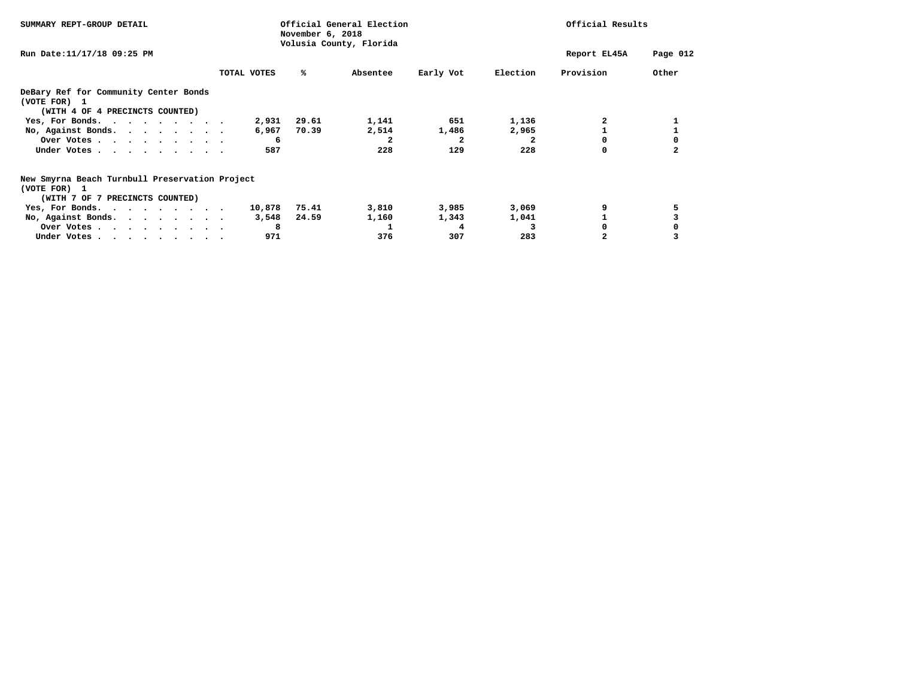SUMMARY REPT-GROUP DETAIL

Official General Election
November 6, 2018
Volusia County, Florida

Official Results

Run Date:11/17/18 09:25 PM

Report EL45A

| | TOTAL VOTES | % | Absentee | Early Vot | Election | Provision | Other |
|---|---|---|---|---|---|---|---|
| **DeBary Ref for Community Center Bonds** | | | | | | | |
| (VOTE FOR) 1 | | | | | | | |
| (WITH 4 OF 4 PRECINCTS COUNTED) | | | | | | | |
| Yes, For Bonds. . . . . . . . . . | 2,931 | 29.61 | 1,141 | 651 | 1,136 | 2 | 1 |
| No, Against Bonds. . . . . . . . . | 6,967 | 70.39 | 2,514 | 1,486 | 2,965 | 1 | 1 |
| Over Votes . . . . . . . . . . | 6 | | 2 | 2 | 2 | 0 | 0 |
| Under Votes . . . . . . . . . . | 587 | | 228 | 129 | 228 | 0 | 2 |
| **New Smyrna Beach Turnbull Preservation Project** | | | | | | | |
| (VOTE FOR) 1 | | | | | | | |
| (WITH 7 OF 7 PRECINCTS COUNTED) | | | | | | | |
| Yes, For Bonds. . . . . . . . . . | 10,878 | 75.41 | 3,810 | 3,985 | 3,069 | 9 | 5 |
| No, Against Bonds. . . . . . . . . | 3,548 | 24.59 | 1,160 | 1,343 | 1,041 | 1 | 3 |
| Over Votes . . . . . . . . . . | 8 | | 1 | 4 | 3 | 0 | 0 |
| Under Votes . . . . . . . . . . | 971 | | 376 | 307 | 283 | 2 | 3 |